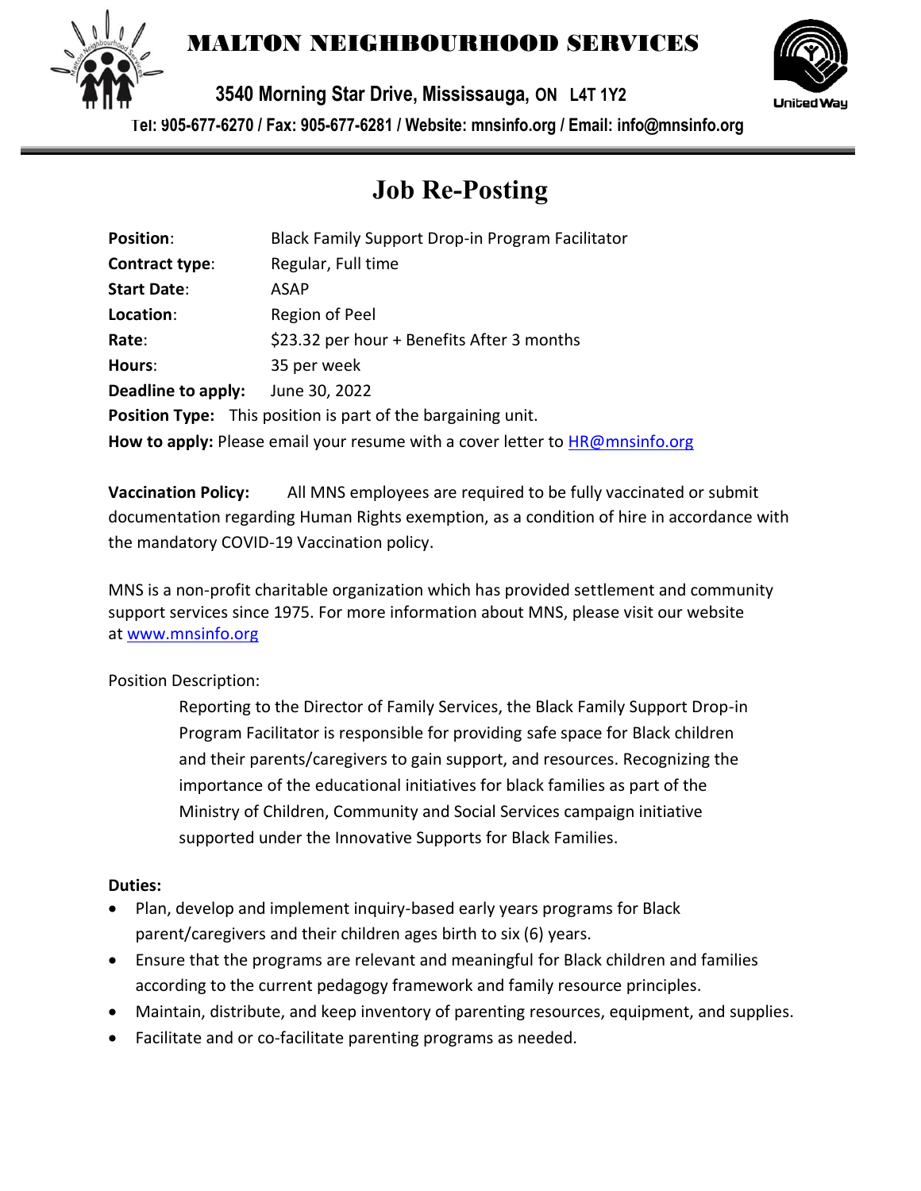# MALTON NEIGHBOURHOOD SERVICES

**3540 Morning Star Drive, Mississauga, ON L4T 1Y2**

**Tel: 905-677-6270 / Fax: 905-677-6281 / Website: mnsinfo.org / Email: info@mnsinfo.org**

## Job Re-Posting

**Position**: Black Family Support Drop-in Program Facilitator
**Contract type**: Regular, Full time
**Start Date**: ASAP
**Location**: Region of Peel
**Rate**: $23.32 per hour + Benefits After 3 months
**Hours**: 35 per week
**Deadline to apply:** June 30, 2022
**Position Type:** This position is part of the bargaining unit.
**How to apply:** Please email your resume with a cover letter to HR@mnsinfo.org

**Vaccination Policy:** All MNS employees are required to be fully vaccinated or submit documentation regarding Human Rights exemption, as a condition of hire in accordance with the mandatory COVID-19 Vaccination policy.

MNS is a non-profit charitable organization which has provided settlement and community support services since 1975. For more information about MNS, please visit our website at www.mnsinfo.org

Position Description:

Reporting to the Director of Family Services, the Black Family Support Drop-in Program Facilitator is responsible for providing safe space for Black children and their parents/caregivers to gain support, and resources. Recognizing the importance of the educational initiatives for black families as part of the Ministry of Children, Community and Social Services campaign initiative supported under the Innovative Supports for Black Families.

**Duties:**

- Plan, develop and implement inquiry-based early years programs for Black parent/caregivers and their children ages birth to six (6) years.
- Ensure that the programs are relevant and meaningful for Black children and families according to the current pedagogy framework and family resource principles.
- Maintain, distribute, and keep inventory of parenting resources, equipment, and supplies.
- Facilitate and or co-facilitate parenting programs as needed.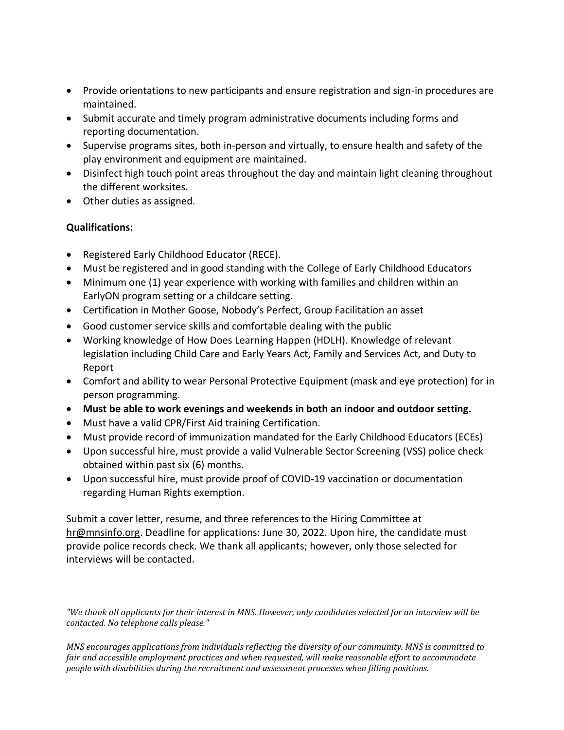- Provide orientations to new participants and ensure registration and sign-in procedures are maintained.
- Submit accurate and timely program administrative documents including forms and reporting documentation.
- Supervise programs sites, both in-person and virtually, to ensure health and safety of the play environment and equipment are maintained.
- Disinfect high touch point areas throughout the day and maintain light cleaning throughout the different worksites.
- Other duties as assigned.

**Qualifications:**

- Registered Early Childhood Educator (RECE).
- Must be registered and in good standing with the College of Early Childhood Educators
- Minimum one (1) year experience with working with families and children within an EarlyON program setting or a childcare setting.
- Certification in Mother Goose, Nobody's Perfect, Group Facilitation an asset
- Good customer service skills and comfortable dealing with the public
- Working knowledge of How Does Learning Happen (HDLH). Knowledge of relevant legislation including Child Care and Early Years Act, Family and Services Act, and Duty to Report
- Comfort and ability to wear Personal Protective Equipment (mask and eye protection) for in person programming.
- **Must be able to work evenings and weekends in both an indoor and outdoor setting.**
- Must have a valid CPR/First Aid training Certification.
- Must provide record of immunization mandated for the Early Childhood Educators (ECEs)
- Upon successful hire, must provide a valid Vulnerable Sector Screening (VSS) police check obtained within past six (6) months.
- Upon successful hire, must provide proof of COVID-19 vaccination or documentation regarding Human Rights exemption.

Submit a cover letter, resume, and three references to the Hiring Committee at hr@mnsinfo.org. Deadline for applications: June 30, 2022. Upon hire, the candidate must provide police records check. We thank all applicants; however, only those selected for interviews will be contacted.

*"We thank all applicants for their interest in MNS. However, only candidates selected for an interview will be contacted. No telephone calls please."*

*MNS encourages applications from individuals reflecting the diversity of our community. MNS is committed to fair and accessible employment practices and when requested, will make reasonable effort to accommodate people with disabilities during the recruitment and assessment processes when filling positions.*